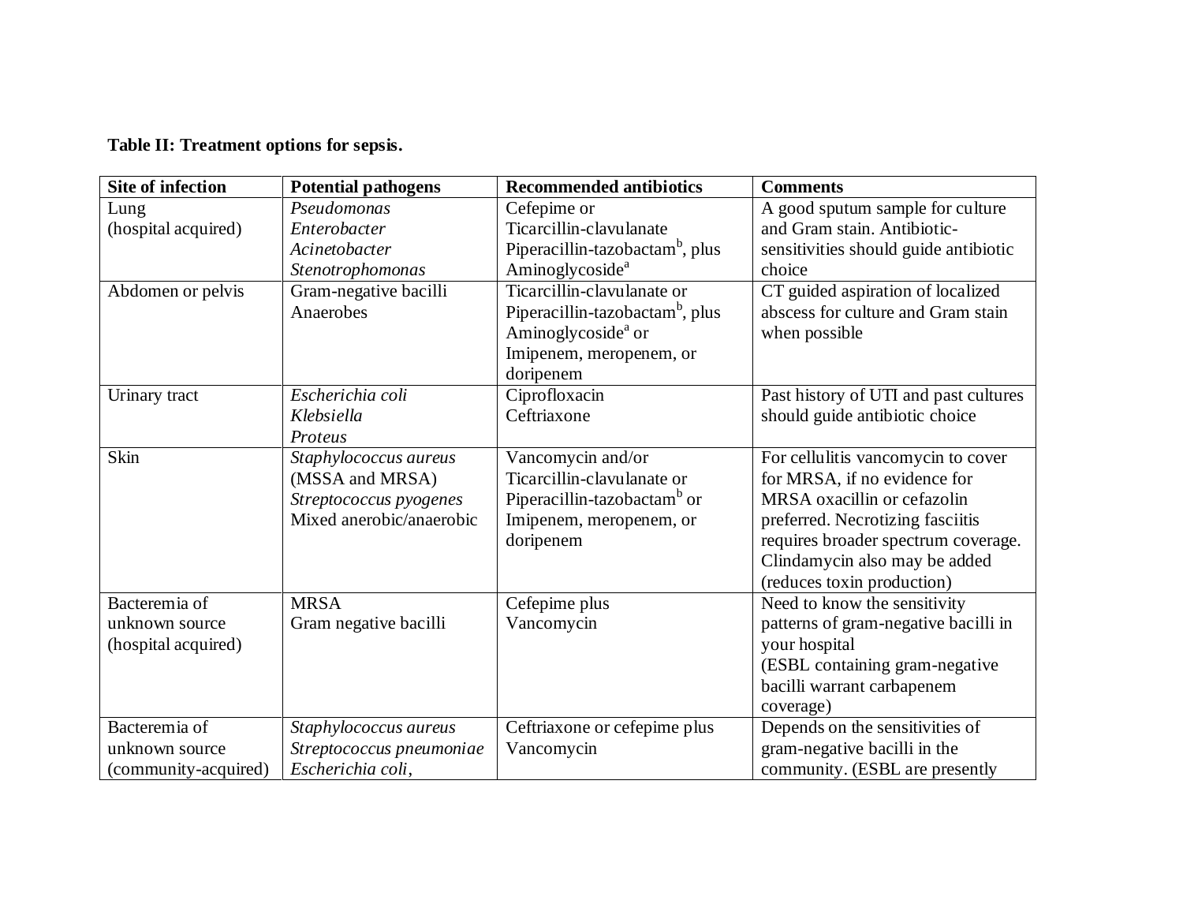**Table II: Treatment options for sepsis.**

| Site of infection | Potential pathogens | Recommended antibiotics | Comments |
|---|---|---|---|
| Lung (hospital acquired) | *Pseudomonas* *Enterobacter* *Acinetobacter* *Stenotrophomonas* | Cefepime or Ticarcillin-clavulanate Piperacillin-tazobactam[b], plus Aminoglycoside[a] | A good sputum sample for culture and Gram stain. Antibiotic-sensitivities should guide antibiotic choice |
| Abdomen or pelvis | Gram-negative bacilli Anaerobes | Ticarcillin-clavulanate or Piperacillin-tazobactam[b], plus Aminoglycoside[a] or Imipenem, meropenem, or doripenem | CT guided aspiration of localized abscess for culture and Gram stain when possible |
| Urinary tract | *Escherichia coli* *Klebsiella* *Proteus* | Ciprofloxacin Ceftriaxone | Past history of UTI and past cultures should guide antibiotic choice |
| Skin | *Staphylococcus aureus* (MSSA and MRSA) *Streptococcus pyogenes* Mixed anerobic/anaerobic | Vancomycin and/or Ticarcillin-clavulanate or Piperacillin-tazobactam[b] or Imipenem, meropenem, or doripenem | For cellulitis vancomycin to cover for MRSA, if no evidence for MRSA oxacillin or cefazolin preferred. Necrotizing fasciitis requires broader spectrum coverage. Clindamycin also may be added (reduces toxin production) |
| Bacteremia of unknown source (hospital acquired) | MRSA Gram negative bacilli | Cefepime plus Vancomycin | Need to know the sensitivity patterns of gram-negative bacilli in your hospital (ESBL containing gram-negative bacilli warrant carbapenem coverage) |
| Bacteremia of unknown source (community-acquired) | *Staphylococcus aureus* *Streptococcus pneumoniae* *Escherichia coli*, | Ceftriaxone or cefepime plus Vancomycin | Depends on the sensitivities of gram-negative bacilli in the community. (ESBL are presently |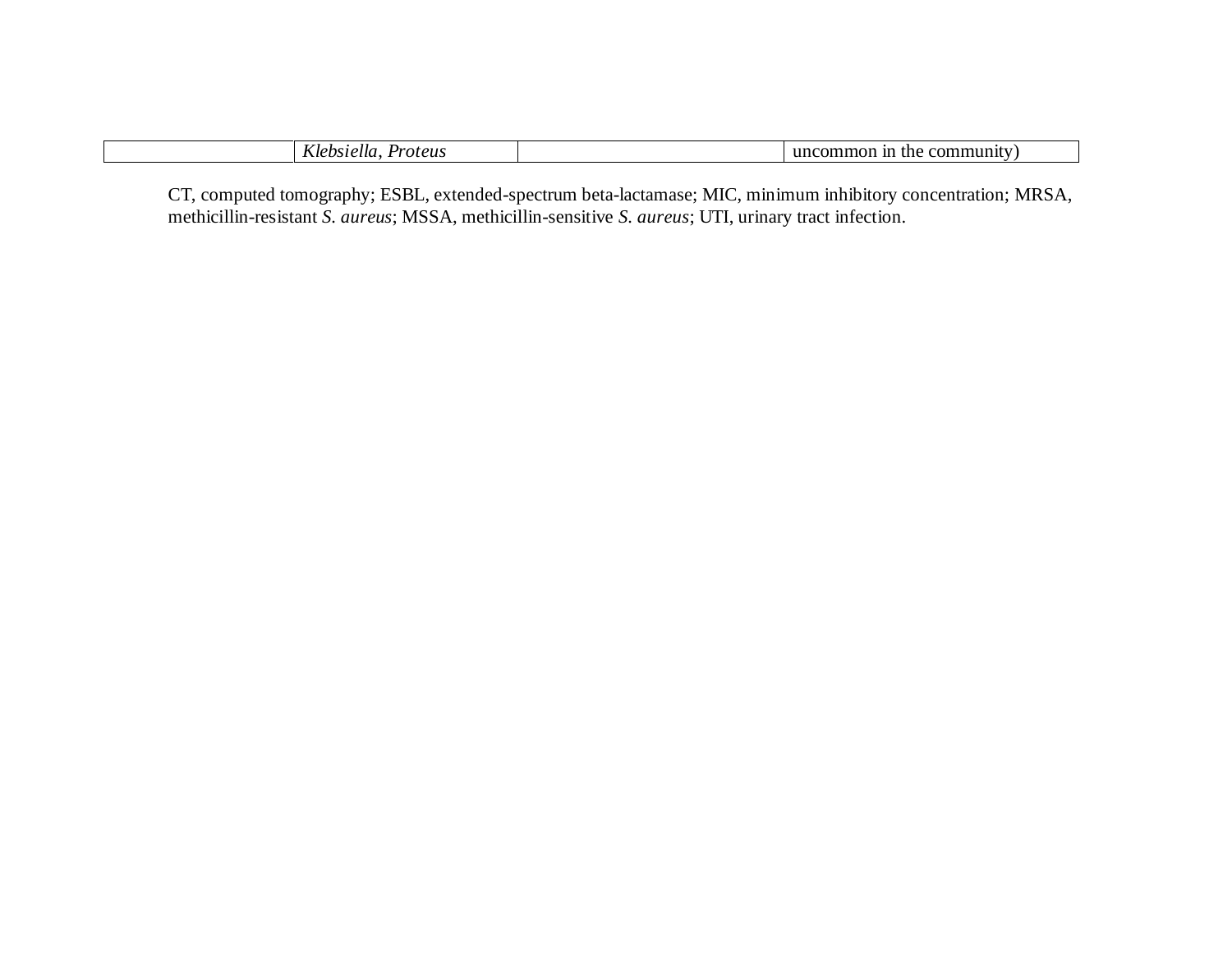| | | | |
|---|---|---|---|
| | *Klebsiella, Proteus* | | uncommon in the community) |

CT, computed tomography; ESBL, extended-spectrum beta-lactamase; MIC, minimum inhibitory concentration; MRSA, methicillin-resistant *S. aureus*; MSSA, methicillin-sensitive *S. aureus*; UTI, urinary tract infection.